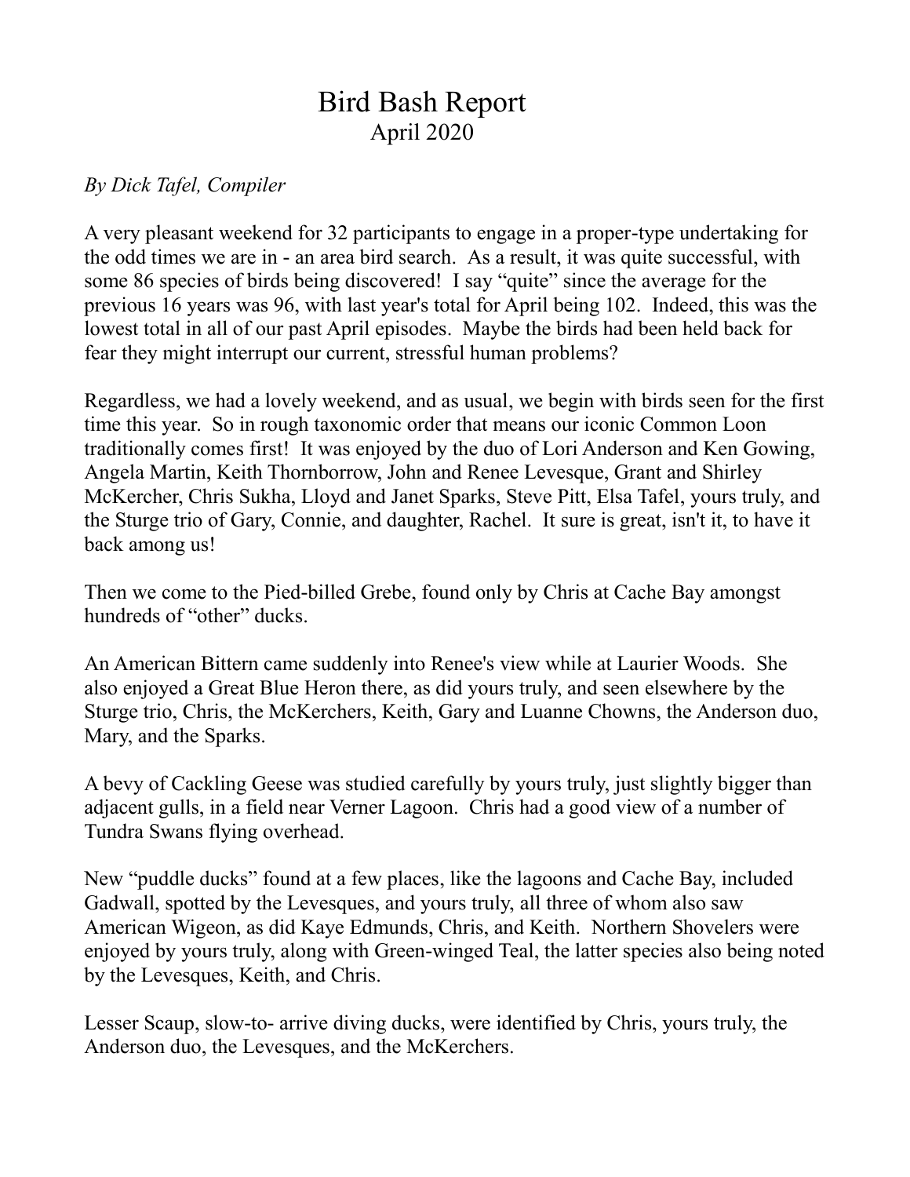# Bird Bash Report

## April 2020

*By Dick Tafel, Compiler*

A very pleasant weekend for 32 participants to engage in a proper-type undertaking for the odd times we are in - an area bird search. As a result, it was quite successful, with some 86 species of birds being discovered! I say "quite" since the average for the previous 16 years was 96, with last year's total for April being 102. Indeed, this was the lowest total in all of our past April episodes. Maybe the birds had been held back for fear they might interrupt our current, stressful human problems?

Regardless, we had a lovely weekend, and as usual, we begin with birds seen for the first time this year. So in rough taxonomic order that means our iconic Common Loon traditionally comes first! It was enjoyed by the duo of Lori Anderson and Ken Gowing, Angela Martin, Keith Thornborrow, John and Renee Levesque, Grant and Shirley McKercher, Chris Sukha, Lloyd and Janet Sparks, Steve Pitt, Elsa Tafel, yours truly, and the Sturge trio of Gary, Connie, and daughter, Rachel. It sure is great, isn't it, to have it back among us!

Then we come to the Pied-billed Grebe, found only by Chris at Cache Bay amongst hundreds of "other" ducks.

An American Bittern came suddenly into Renee's view while at Laurier Woods. She also enjoyed a Great Blue Heron there, as did yours truly, and seen elsewhere by the Sturge trio, Chris, the McKerchers, Keith, Gary and Luanne Chowns, the Anderson duo, Mary, and the Sparks.

A bevy of Cackling Geese was studied carefully by yours truly, just slightly bigger than adjacent gulls, in a field near Verner Lagoon. Chris had a good view of a number of Tundra Swans flying overhead.

New "puddle ducks" found at a few places, like the lagoons and Cache Bay, included Gadwall, spotted by the Levesques, and yours truly, all three of whom also saw American Wigeon, as did Kaye Edmunds, Chris, and Keith. Northern Shovelers were enjoyed by yours truly, along with Green-winged Teal, the latter species also being noted by the Levesques, Keith, and Chris.

Lesser Scaup, slow-to- arrive diving ducks, were identified by Chris, yours truly, the Anderson duo, the Levesques, and the McKerchers.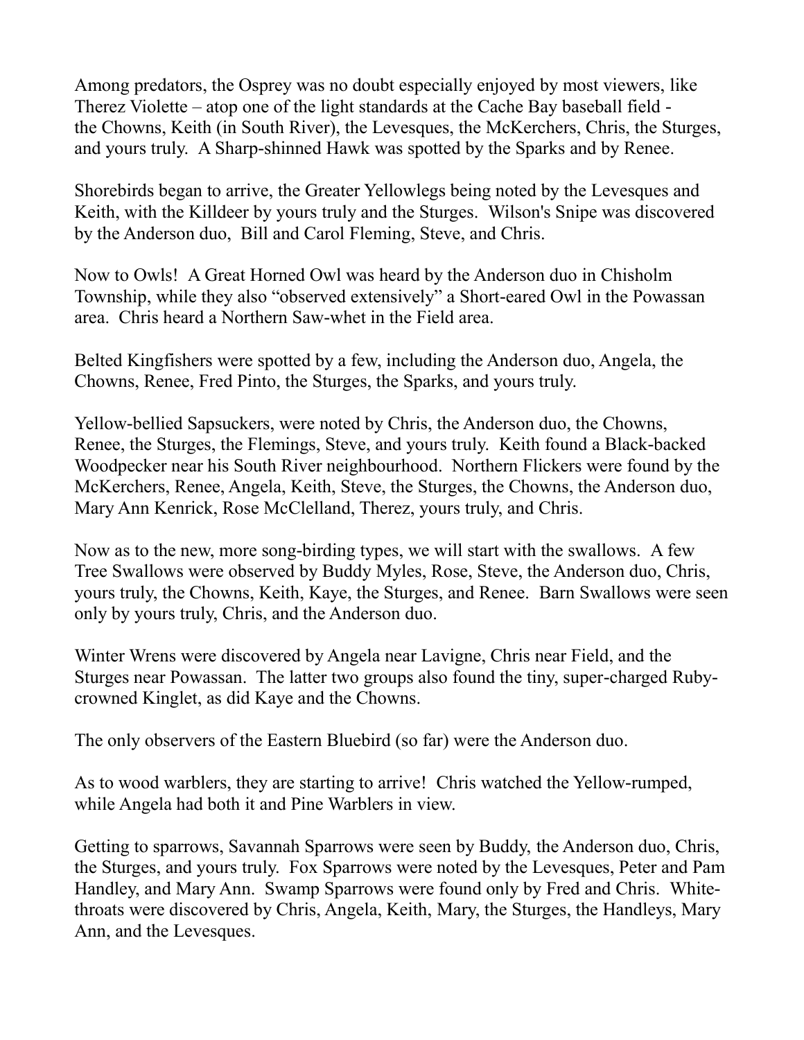Among predators, the Osprey was no doubt especially enjoyed by most viewers, like Therez Violette – atop one of the light standards at the Cache Bay baseball field - the Chowns, Keith (in South River), the Levesques, the McKerchers, Chris, the Sturges, and yours truly. A Sharp-shinned Hawk was spotted by the Sparks and by Renee.

Shorebirds began to arrive, the Greater Yellowlegs being noted by the Levesques and Keith, with the Killdeer by yours truly and the Sturges. Wilson's Snipe was discovered by the Anderson duo, Bill and Carol Fleming, Steve, and Chris.

Now to Owls! A Great Horned Owl was heard by the Anderson duo in Chisholm Township, while they also "observed extensively" a Short-eared Owl in the Powassan area. Chris heard a Northern Saw-whet in the Field area.

Belted Kingfishers were spotted by a few, including the Anderson duo, Angela, the Chowns, Renee, Fred Pinto, the Sturges, the Sparks, and yours truly.

Yellow-bellied Sapsuckers, were noted by Chris, the Anderson duo, the Chowns, Renee, the Sturges, the Flemings, Steve, and yours truly. Keith found a Black-backed Woodpecker near his South River neighbourhood. Northern Flickers were found by the McKerchers, Renee, Angela, Keith, Steve, the Sturges, the Chowns, the Anderson duo, Mary Ann Kenrick, Rose McClelland, Therez, yours truly, and Chris.

Now as to the new, more song-birding types, we will start with the swallows. A few Tree Swallows were observed by Buddy Myles, Rose, Steve, the Anderson duo, Chris, yours truly, the Chowns, Keith, Kaye, the Sturges, and Renee. Barn Swallows were seen only by yours truly, Chris, and the Anderson duo.

Winter Wrens were discovered by Angela near Lavigne, Chris near Field, and the Sturges near Powassan. The latter two groups also found the tiny, super-charged Ruby-crowned Kinglet, as did Kaye and the Chowns.

The only observers of the Eastern Bluebird (so far) were the Anderson duo.

As to wood warblers, they are starting to arrive! Chris watched the Yellow-rumped, while Angela had both it and Pine Warblers in view.

Getting to sparrows, Savannah Sparrows were seen by Buddy, the Anderson duo, Chris, the Sturges, and yours truly. Fox Sparrows were noted by the Levesques, Peter and Pam Handley, and Mary Ann. Swamp Sparrows were found only by Fred and Chris. White-throats were discovered by Chris, Angela, Keith, Mary, the Sturges, the Handleys, Mary Ann, and the Levesques.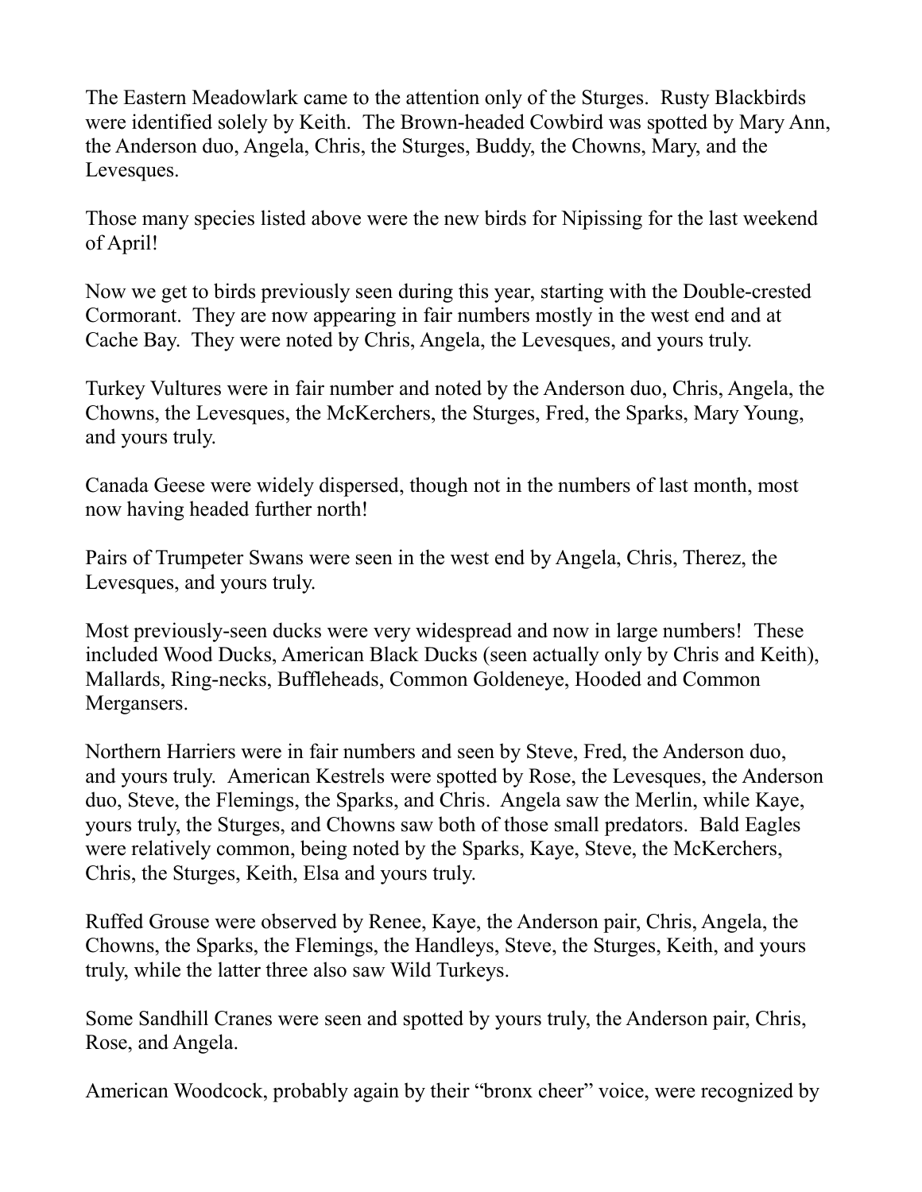The Eastern Meadowlark came to the attention only of the Sturges. Rusty Blackbirds were identified solely by Keith. The Brown-headed Cowbird was spotted by Mary Ann, the Anderson duo, Angela, Chris, the Sturges, Buddy, the Chowns, Mary, and the Levesques.

Those many species listed above were the new birds for Nipissing for the last weekend of April!

Now we get to birds previously seen during this year, starting with the Double-crested Cormorant. They are now appearing in fair numbers mostly in the west end and at Cache Bay. They were noted by Chris, Angela, the Levesques, and yours truly.

Turkey Vultures were in fair number and noted by the Anderson duo, Chris, Angela, the Chowns, the Levesques, the McKerchers, the Sturges, Fred, the Sparks, Mary Young, and yours truly.

Canada Geese were widely dispersed, though not in the numbers of last month, most now having headed further north!

Pairs of Trumpeter Swans were seen in the west end by Angela, Chris, Therez, the Levesques, and yours truly.

Most previously-seen ducks were very widespread and now in large numbers! These included Wood Ducks, American Black Ducks (seen actually only by Chris and Keith), Mallards, Ring-necks, Buffleheads, Common Goldeneye, Hooded and Common Mergansers.

Northern Harriers were in fair numbers and seen by Steve, Fred, the Anderson duo, and yours truly. American Kestrels were spotted by Rose, the Levesques, the Anderson duo, Steve, the Flemings, the Sparks, and Chris. Angela saw the Merlin, while Kaye, yours truly, the Sturges, and Chowns saw both of those small predators. Bald Eagles were relatively common, being noted by the Sparks, Kaye, Steve, the McKerchers, Chris, the Sturges, Keith, Elsa and yours truly.

Ruffed Grouse were observed by Renee, Kaye, the Anderson pair, Chris, Angela, the Chowns, the Sparks, the Flemings, the Handleys, Steve, the Sturges, Keith, and yours truly, while the latter three also saw Wild Turkeys.

Some Sandhill Cranes were seen and spotted by yours truly, the Anderson pair, Chris, Rose, and Angela.

American Woodcock, probably again by their "bronx cheer" voice, were recognized by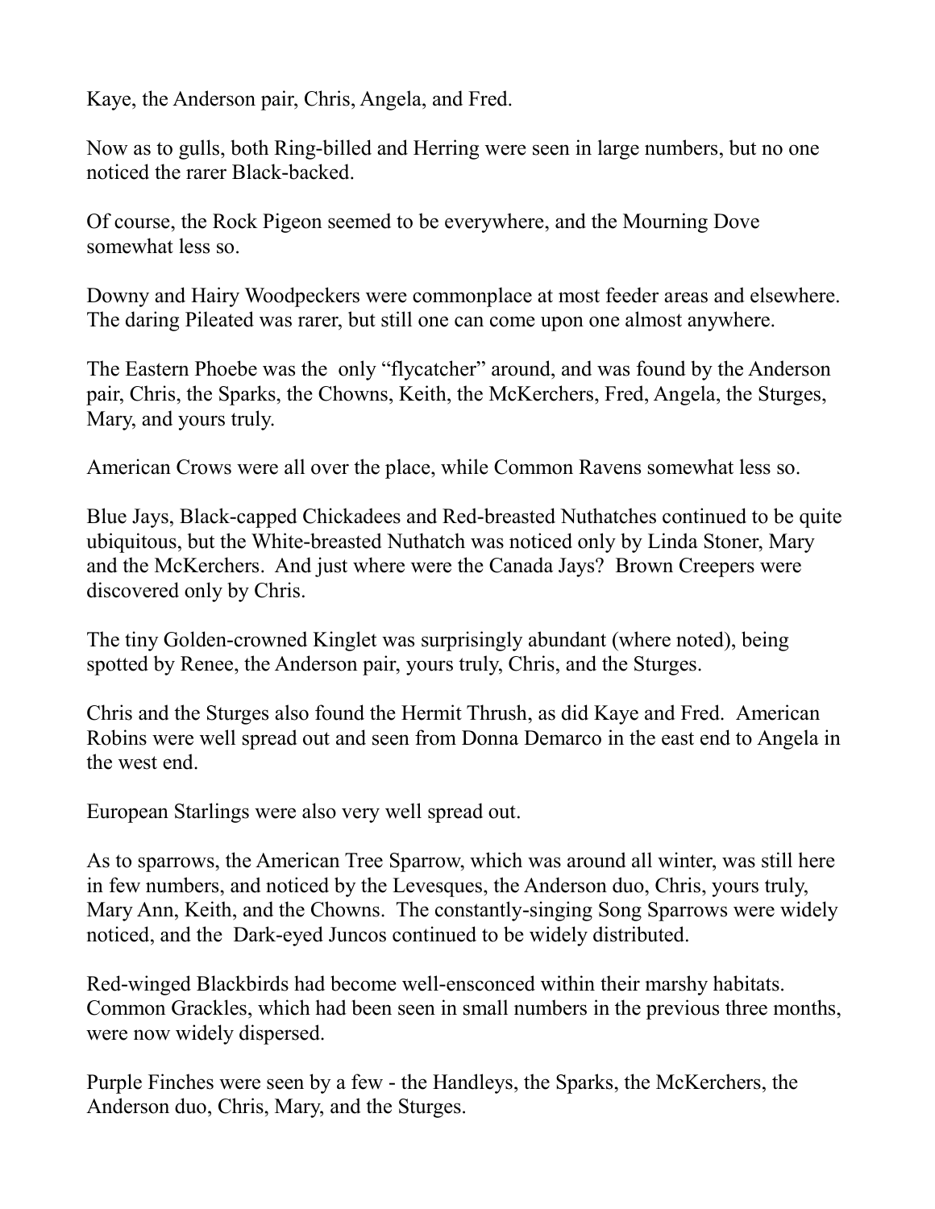Kaye, the Anderson pair, Chris, Angela, and Fred.

Now as to gulls, both Ring-billed and Herring were seen in large numbers, but no one noticed the rarer Black-backed.

Of course, the Rock Pigeon seemed to be everywhere, and the Mourning Dove somewhat less so.

Downy and Hairy Woodpeckers were commonplace at most feeder areas and elsewhere. The daring Pileated was rarer, but still one can come upon one almost anywhere.

The Eastern Phoebe was the only "flycatcher" around, and was found by the Anderson pair, Chris, the Sparks, the Chowns, Keith, the McKerchers, Fred, Angela, the Sturges, Mary, and yours truly.

American Crows were all over the place, while Common Ravens somewhat less so.

Blue Jays, Black-capped Chickadees and Red-breasted Nuthatches continued to be quite ubiquitous, but the White-breasted Nuthatch was noticed only by Linda Stoner, Mary and the McKerchers. And just where were the Canada Jays? Brown Creepers were discovered only by Chris.

The tiny Golden-crowned Kinglet was surprisingly abundant (where noted), being spotted by Renee, the Anderson pair, yours truly, Chris, and the Sturges.

Chris and the Sturges also found the Hermit Thrush, as did Kaye and Fred. American Robins were well spread out and seen from Donna Demarco in the east end to Angela in the west end.

European Starlings were also very well spread out.

As to sparrows, the American Tree Sparrow, which was around all winter, was still here in few numbers, and noticed by the Levesques, the Anderson duo, Chris, yours truly, Mary Ann, Keith, and the Chowns. The constantly-singing Song Sparrows were widely noticed, and the Dark-eyed Juncos continued to be widely distributed.

Red-winged Blackbirds had become well-ensconced within their marshy habitats. Common Grackles, which had been seen in small numbers in the previous three months, were now widely dispersed.

Purple Finches were seen by a few - the Handleys, the Sparks, the McKerchers, the Anderson duo, Chris, Mary, and the Sturges.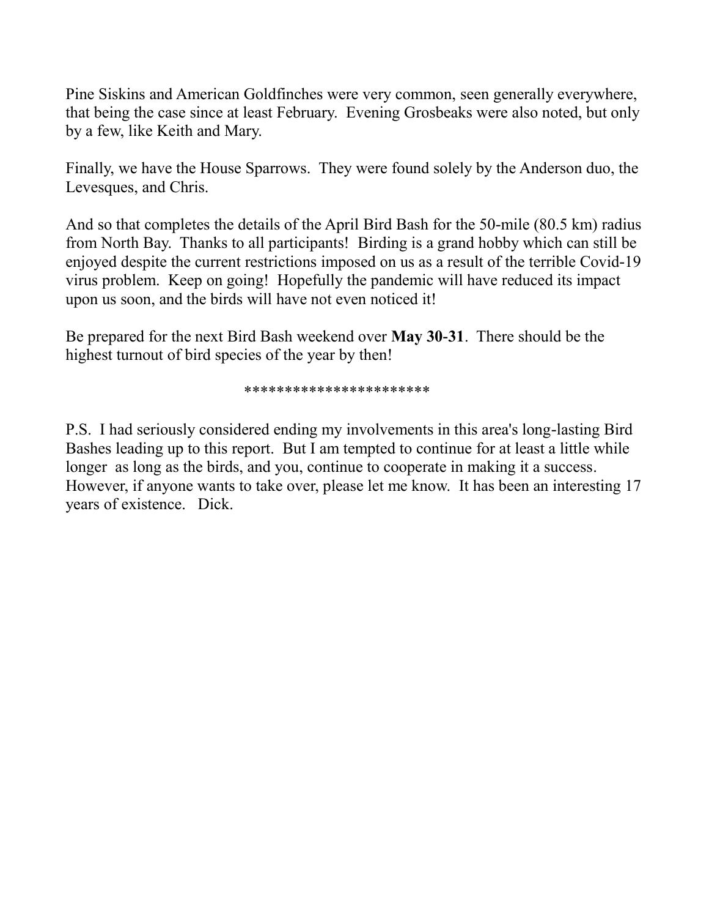Pine Siskins and American Goldfinches were very common, seen generally everywhere, that being the case since at least February. Evening Grosbeaks were also noted, but only by a few, like Keith and Mary.

Finally, we have the House Sparrows. They were found solely by the Anderson duo, the Levesques, and Chris.

And so that completes the details of the April Bird Bash for the 50-mile (80.5 km) radius from North Bay. Thanks to all participants! Birding is a grand hobby which can still be enjoyed despite the current restrictions imposed on us as a result of the terrible Covid-19 virus problem. Keep on going! Hopefully the pandemic will have reduced its impact upon us soon, and the birds will have not even noticed it!

Be prepared for the next Bird Bash weekend over **May 30-31**. There should be the highest turnout of bird species of the year by then!

**********************

P.S. I had seriously considered ending my involvements in this area's long-lasting Bird Bashes leading up to this report. But I am tempted to continue for at least a little while longer as long as the birds, and you, continue to cooperate in making it a success. However, if anyone wants to take over, please let me know. It has been an interesting 17 years of existence. Dick.